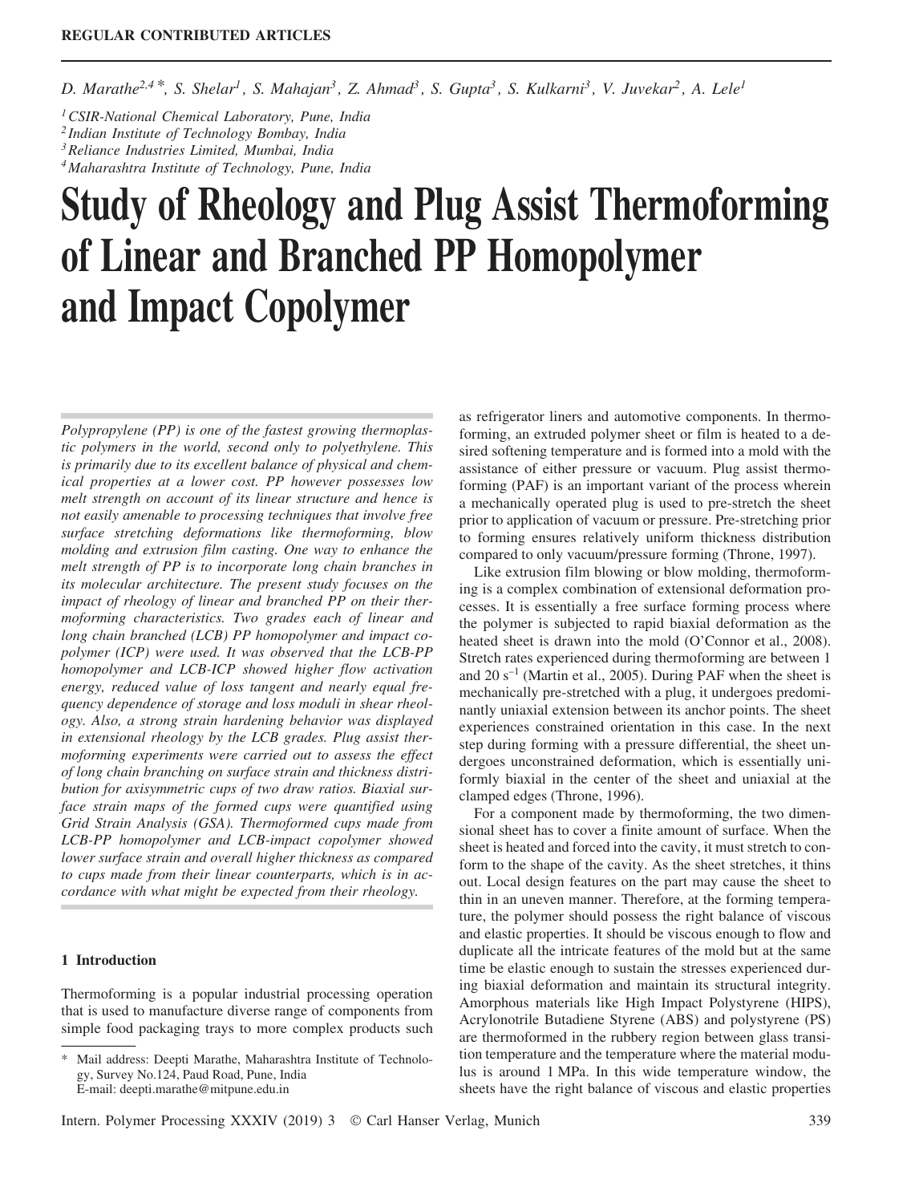REGULAR CONTRIBUTED ARTICLES

*D. Marathe[2,4]\*, S. Shelar[1], S. Mahajan[3], Z. Ahmad[3], S. Gupta[3], S. Kulkarni[3], V. Juvekar[2], A. Lele[1]*

[1] *CSIR-National Chemical Laboratory, Pune, India*
[2] *Indian Institute of Technology Bombay, India*
[3] *Reliance Industries Limited, Mumbai, India*
[4] *Maharashtra Institute of Technology, Pune, India*

# Study of Rheology and Plug Assist Thermoforming of Linear and Branched PP Homopolymer and Impact Copolymer

*Polypropylene (PP) is one of the fastest growing thermoplastic polymers in the world, second only to polyethylene. This is primarily due to its excellent balance of physical and chemical properties at a lower cost. PP however possesses low melt strength on account of its linear structure and hence is not easily amenable to processing techniques that involve free surface stretching deformations like thermoforming, blow molding and extrusion film casting. One way to enhance the melt strength of PP is to incorporate long chain branches in its molecular architecture. The present study focuses on the impact of rheology of linear and branched PP on their thermoforming characteristics. Two grades each of linear and long chain branched (LCB) PP homopolymer and impact copolymer (ICP) were used. It was observed that the LCB-PP homopolymer and LCB-ICP showed higher flow activation energy, reduced value of loss tangent and nearly equal frequency dependence of storage and loss moduli in shear rheology. Also, a strong strain hardening behavior was displayed in extensional rheology by the LCB grades. Plug assist thermoforming experiments were carried out to assess the effect of long chain branching on surface strain and thickness distribution for axisymmetric cups of two draw ratios. Biaxial surface strain maps of the formed cups were quantified using Grid Strain Analysis (GSA). Thermoformed cups made from LCB-PP homopolymer and LCB-impact copolymer showed lower surface strain and overall higher thickness as compared to cups made from their linear counterparts, which is in accordance with what might be expected from their rheology.*

## 1 Introduction

Thermoforming is a popular industrial processing operation that is used to manufacture diverse range of components from simple food packaging trays to more complex products such as refrigerator liners and automotive components. In thermoforming, an extruded polymer sheet or film is heated to a desired softening temperature and is formed into a mold with the assistance of either pressure or vacuum. Plug assist thermoforming (PAF) is an important variant of the process wherein a mechanically operated plug is used to pre-stretch the sheet prior to application of vacuum or pressure. Pre-stretching prior to forming ensures relatively uniform thickness distribution compared to only vacuum/pressure forming (Throne, 1997).

Like extrusion film blowing or blow molding, thermoforming is a complex combination of extensional deformation processes. It is essentially a free surface forming process where the polymer is subjected to rapid biaxial deformation as the heated sheet is drawn into the mold (O'Connor et al., 2008). Stretch rates experienced during thermoforming are between 1 and 20 $s^{-1}$ (Martin et al., 2005). During PAF when the sheet is mechanically pre-stretched with a plug, it undergoes predominantly uniaxial extension between its anchor points. The sheet experiences constrained orientation in this case. In the next step during forming with a pressure differential, the sheet undergoes unconstrained deformation, which is essentially uniformly biaxial in the center of the sheet and uniaxial at the clamped edges (Throne, 1996).

For a component made by thermoforming, the two dimensional sheet has to cover a finite amount of surface. When the sheet is heated and forced into the cavity, it must stretch to conform to the shape of the cavity. As the sheet stretches, it thins out. Local design features on the part may cause the sheet to thin in an uneven manner. Therefore, at the forming temperature, the polymer should possess the right balance of viscous and elastic properties. It should be viscous enough to flow and duplicate all the intricate features of the mold but at the same time be elastic enough to sustain the stresses experienced during biaxial deformation and maintain its structural integrity. Amorphous materials like High Impact Polystyrene (HIPS), Acrylonotrile Butadiene Styrene (ABS) and polystyrene (PS) are thermoformed in the rubbery region between glass transition temperature and the temperature where the material modulus is around 1 MPa. In this wide temperature window, the sheets have the right balance of viscous and elastic properties

\* Mail address: Deepti Marathe, Maharashtra Institute of Technology, Survey No.124, Paud Road, Pune, India
E-mail: deepti.marathe@mitpune.edu.in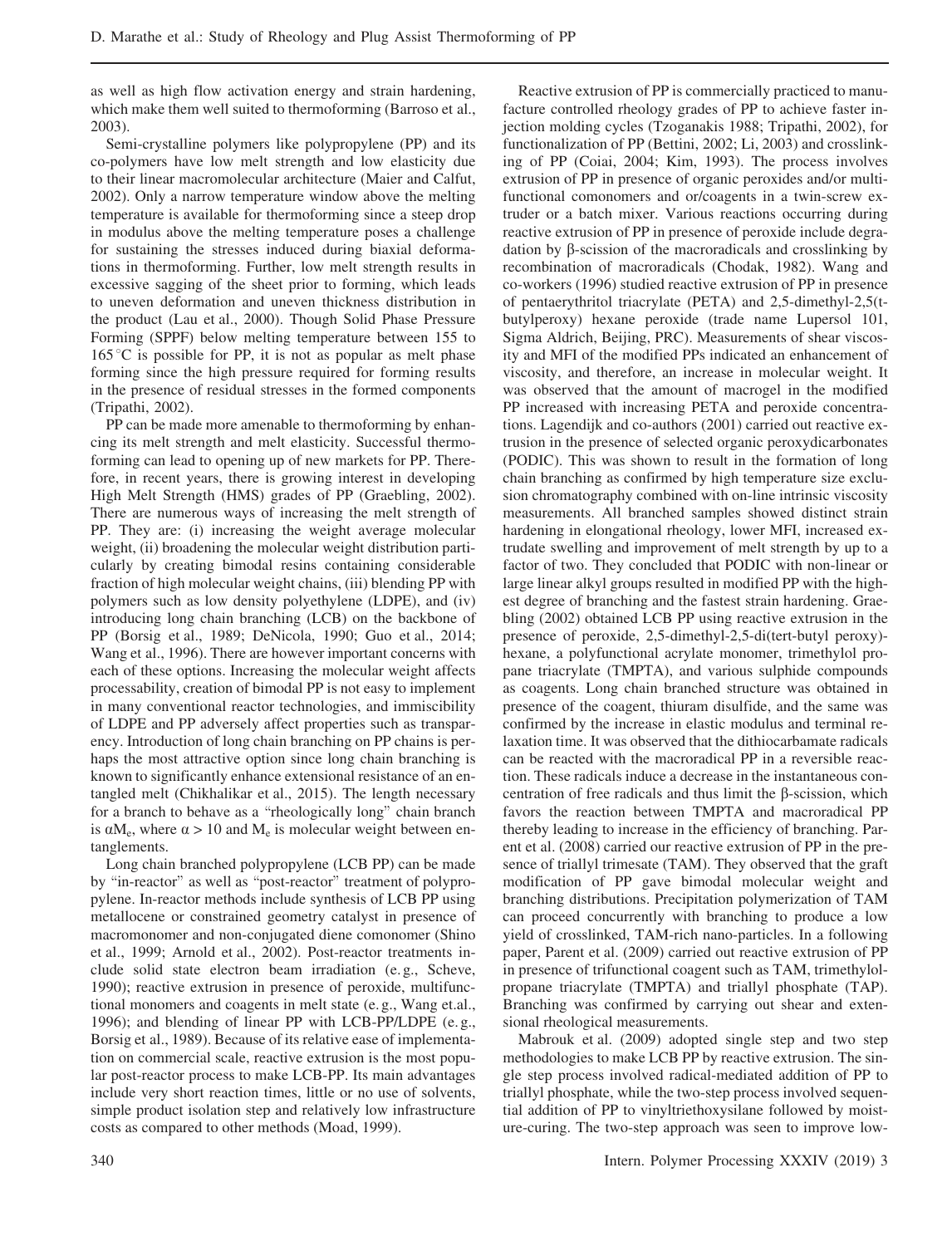as well as high flow activation energy and strain hardening, which make them well suited to thermoforming (Barroso et al., 2003).

Semi-crystalline polymers like polypropylene (PP) and its co-polymers have low melt strength and low elasticity due to their linear macromolecular architecture (Maier and Calfut, 2002). Only a narrow temperature window above the melting temperature is available for thermoforming since a steep drop in modulus above the melting temperature poses a challenge for sustaining the stresses induced during biaxial deformations in thermoforming. Further, low melt strength results in excessive sagging of the sheet prior to forming, which leads to uneven deformation and uneven thickness distribution in the product (Lau et al., 2000). Though Solid Phase Pressure Forming (SPPF) below melting temperature between 155 to 165 °C is possible for PP, it is not as popular as melt phase forming since the high pressure required for forming results in the presence of residual stresses in the formed components (Tripathi, 2002).

PP can be made more amenable to thermoforming by enhancing its melt strength and melt elasticity. Successful thermoforming can lead to opening up of new markets for PP. Therefore, in recent years, there is growing interest in developing High Melt Strength (HMS) grades of PP (Graebling, 2002). There are numerous ways of increasing the melt strength of PP. They are: (i) increasing the weight average molecular weight, (ii) broadening the molecular weight distribution particularly by creating bimodal resins containing considerable fraction of high molecular weight chains, (iii) blending PP with polymers such as low density polyethylene (LDPE), and (iv) introducing long chain branching (LCB) on the backbone of PP (Borsig et al., 1989; DeNicola, 1990; Guo et al., 2014; Wang et al., 1996). There are however important concerns with each of these options. Increasing the molecular weight affects processability, creation of bimodal PP is not easy to implement in many conventional reactor technologies, and immiscibility of LDPE and PP adversely affect properties such as transparency. Introduction of long chain branching on PP chains is perhaps the most attractive option since long chain branching is known to significantly enhance extensional resistance of an entangled melt (Chikhalikar et al., 2015). The length necessary for a branch to behave as a "rheologically long" chain branch is $\alpha M_e$, where $\alpha > 10$ and $M_e$ is molecular weight between entanglements.

Long chain branched polypropylene (LCB PP) can be made by "in-reactor" as well as "post-reactor" treatment of polypropylene. In-reactor methods include synthesis of LCB PP using metallocene or constrained geometry catalyst in presence of macromonomer and non-conjugated diene comonomer (Shino et al., 1999; Arnold et al., 2002). Post-reactor treatments include solid state electron beam irradiation (e. g., Scheve, 1990); reactive extrusion in presence of peroxide, multifunctional monomers and coagents in melt state (e. g., Wang et.al., 1996); and blending of linear PP with LCB-PP/LDPE (e. g., Borsig et al., 1989). Because of its relative ease of implementation on commercial scale, reactive extrusion is the most popular post-reactor process to make LCB-PP. Its main advantages include very short reaction times, little or no use of solvents, simple product isolation step and relatively low infrastructure costs as compared to other methods (Moad, 1999).

Reactive extrusion of PP is commercially practiced to manufacture controlled rheology grades of PP to achieve faster injection molding cycles (Tzoganakis 1988; Tripathi, 2002), for functionalization of PP (Bettini, 2002; Li, 2003) and crosslinking of PP (Coiai, 2004; Kim, 1993). The process involves extrusion of PP in presence of organic peroxides and/or multifunctional comonomers and or/coagents in a twin-screw extruder or a batch mixer. Various reactions occurring during reactive extrusion of PP in presence of peroxide include degradation by β-scission of the macroradicals and crosslinking by recombination of macroradicals (Chodak, 1982). Wang and co-workers (1996) studied reactive extrusion of PP in presence of pentaerythritol triacrylate (PETA) and 2,5-dimethyl-2,5(t-butylperoxy) hexane peroxide (trade name Lupersol 101, Sigma Aldrich, Beijing, PRC). Measurements of shear viscosity and MFI of the modified PPs indicated an enhancement of viscosity, and therefore, an increase in molecular weight. It was observed that the amount of macrogel in the modified PP increased with increasing PETA and peroxide concentrations. Lagendijk and co-authors (2001) carried out reactive extrusion in the presence of selected organic peroxydicarbonates (PODIC). This was shown to result in the formation of long chain branching as confirmed by high temperature size exclusion chromatography combined with on-line intrinsic viscosity measurements. All branched samples showed distinct strain hardening in elongational rheology, lower MFI, increased extrudate swelling and improvement of melt strength by up to a factor of two. They concluded that PODIC with non-linear or large linear alkyl groups resulted in modified PP with the highest degree of branching and the fastest strain hardening. Graebling (2002) obtained LCB PP using reactive extrusion in the presence of peroxide, 2,5-dimethyl-2,5-di(tert-butyl peroxy)-hexane, a polyfunctional acrylate monomer, trimethylol propane triacrylate (TMPTA), and various sulphide compounds as coagents. Long chain branched structure was obtained in presence of the coagent, thiuram disulfide, and the same was confirmed by the increase in elastic modulus and terminal relaxation time. It was observed that the dithiocarbamate radicals can be reacted with the macroradical PP in a reversible reaction. These radicals induce a decrease in the instantaneous concentration of free radicals and thus limit the β-scission, which favors the reaction between TMPTA and macroradical PP thereby leading to increase in the efficiency of branching. Parent et al. (2008) carried our reactive extrusion of PP in the presence of triallyl trimesate (TAM). They observed that the graft modification of PP gave bimodal molecular weight and branching distributions. Precipitation polymerization of TAM can proceed concurrently with branching to produce a low yield of crosslinked, TAM-rich nano-particles. In a following paper, Parent et al. (2009) carried out reactive extrusion of PP in presence of trifunctional coagent such as TAM, trimethylolpropane triacrylate (TMPTA) and triallyl phosphate (TAP). Branching was confirmed by carrying out shear and extensional rheological measurements.

Mabrouk et al. (2009) adopted single step and two step methodologies to make LCB PP by reactive extrusion. The single step process involved radical-mediated addition of PP to triallyl phosphate, while the two-step process involved sequential addition of PP to vinyltriethoxysilane followed by moisture-curing. The two-step approach was seen to improve low-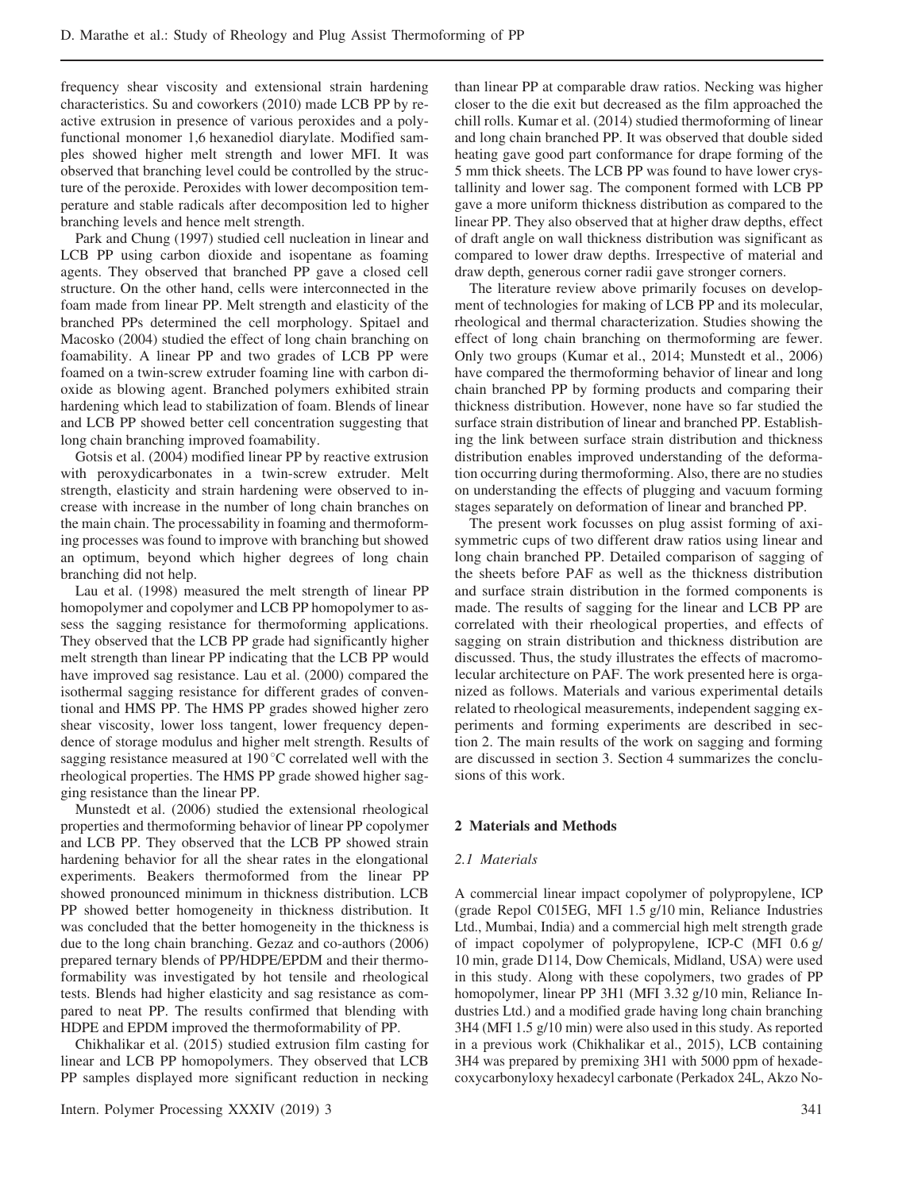frequency shear viscosity and extensional strain hardening characteristics. Su and coworkers (2010) made LCB PP by reactive extrusion in presence of various peroxides and a polyfunctional monomer 1,6 hexanediol diarylate. Modified samples showed higher melt strength and lower MFI. It was observed that branching level could be controlled by the structure of the peroxide. Peroxides with lower decomposition temperature and stable radicals after decomposition led to higher branching levels and hence melt strength.

Park and Chung (1997) studied cell nucleation in linear and LCB PP using carbon dioxide and isopentane as foaming agents. They observed that branched PP gave a closed cell structure. On the other hand, cells were interconnected in the foam made from linear PP. Melt strength and elasticity of the branched PPs determined the cell morphology. Spitael and Macosko (2004) studied the effect of long chain branching on foamability. A linear PP and two grades of LCB PP were foamed on a twin-screw extruder foaming line with carbon dioxide as blowing agent. Branched polymers exhibited strain hardening which lead to stabilization of foam. Blends of linear and LCB PP showed better cell concentration suggesting that long chain branching improved foamability.

Gotsis et al. (2004) modified linear PP by reactive extrusion with peroxydicarbonates in a twin-screw extruder. Melt strength, elasticity and strain hardening were observed to increase with increase in the number of long chain branches on the main chain. The processability in foaming and thermoforming processes was found to improve with branching but showed an optimum, beyond which higher degrees of long chain branching did not help.

Lau et al. (1998) measured the melt strength of linear PP homopolymer and copolymer and LCB PP homopolymer to assess the sagging resistance for thermoforming applications. They observed that the LCB PP grade had significantly higher melt strength than linear PP indicating that the LCB PP would have improved sag resistance. Lau et al. (2000) compared the isothermal sagging resistance for different grades of conventional and HMS PP. The HMS PP grades showed higher zero shear viscosity, lower loss tangent, lower frequency dependence of storage modulus and higher melt strength. Results of sagging resistance measured at 190 °C correlated well with the rheological properties. The HMS PP grade showed higher sagging resistance than the linear PP.

Munstedt et al. (2006) studied the extensional rheological properties and thermoforming behavior of linear PP copolymer and LCB PP. They observed that the LCB PP showed strain hardening behavior for all the shear rates in the elongational experiments. Beakers thermoformed from the linear PP showed pronounced minimum in thickness distribution. LCB PP showed better homogeneity in thickness distribution. It was concluded that the better homogeneity in the thickness is due to the long chain branching. Gezaz and co-authors (2006) prepared ternary blends of PP/HDPE/EPDM and their thermoformability was investigated by hot tensile and rheological tests. Blends had higher elasticity and sag resistance as compared to neat PP. The results confirmed that blending with HDPE and EPDM improved the thermoformability of PP.

Chikhalikar et al. (2015) studied extrusion film casting for linear and LCB PP homopolymers. They observed that LCB PP samples displayed more significant reduction in necking than linear PP at comparable draw ratios. Necking was higher closer to the die exit but decreased as the film approached the chill rolls. Kumar et al. (2014) studied thermoforming of linear and long chain branched PP. It was observed that double sided heating gave good part conformance for drape forming of the 5 mm thick sheets. The LCB PP was found to have lower crystallinity and lower sag. The component formed with LCB PP gave a more uniform thickness distribution as compared to the linear PP. They also observed that at higher draw depths, effect of draft angle on wall thickness distribution was significant as compared to lower draw depths. Irrespective of material and draw depth, generous corner radii gave stronger corners.

The literature review above primarily focuses on development of technologies for making of LCB PP and its molecular, rheological and thermal characterization. Studies showing the effect of long chain branching on thermoforming are fewer. Only two groups (Kumar et al., 2014; Munstedt et al., 2006) have compared the thermoforming behavior of linear and long chain branched PP by forming products and comparing their thickness distribution. However, none have so far studied the surface strain distribution of linear and branched PP. Establishing the link between surface strain distribution and thickness distribution enables improved understanding of the deformation occurring during thermoforming. Also, there are no studies on understanding the effects of plugging and vacuum forming stages separately on deformation of linear and branched PP.

The present work focusses on plug assist forming of axisymmetric cups of two different draw ratios using linear and long chain branched PP. Detailed comparison of sagging of the sheets before PAF as well as the thickness distribution and surface strain distribution in the formed components is made. The results of sagging for the linear and LCB PP are correlated with their rheological properties, and effects of sagging on strain distribution and thickness distribution are discussed. Thus, the study illustrates the effects of macromolecular architecture on PAF. The work presented here is organized as follows. Materials and various experimental details related to rheological measurements, independent sagging experiments and forming experiments are described in section 2. The main results of the work on sagging and forming are discussed in section 3. Section 4 summarizes the conclusions of this work.

## 2 Materials and Methods

### *2.1 Materials*

A commercial linear impact copolymer of polypropylene, ICP (grade Repol C015EG, MFI 1.5 g/10 min, Reliance Industries Ltd., Mumbai, India) and a commercial high melt strength grade of impact copolymer of polypropylene, ICP-C (MFI 0.6 g/10 min, grade D114, Dow Chemicals, Midland, USA) were used in this study. Along with these copolymers, two grades of PP homopolymer, linear PP 3H1 (MFI 3.32 g/10 min, Reliance Industries Ltd.) and a modified grade having long chain branching 3H4 (MFI 1.5 g/10 min) were also used in this study. As reported in a previous work (Chikhalikar et al., 2015), LCB containing 3H4 was prepared by premixing 3H1 with 5000 ppm of hexadecoxycarbonyloxy hexadecyl carbonate (Perkadox 24L, Akzo No-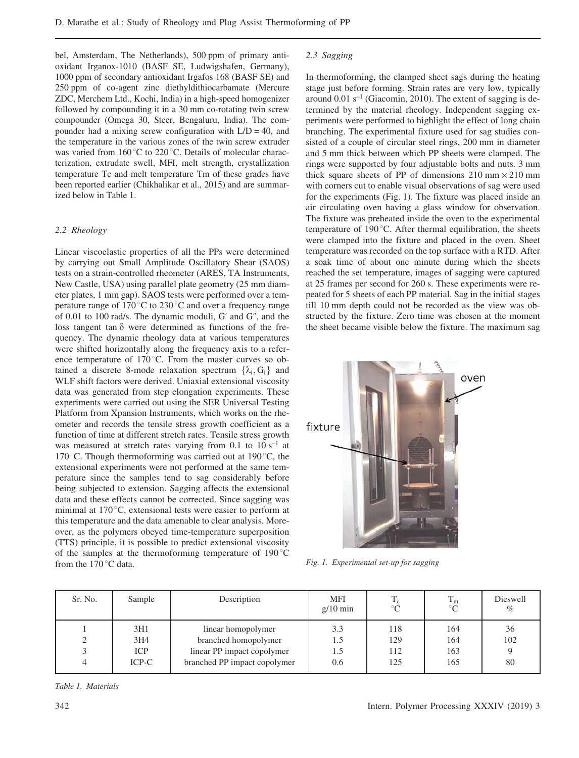bel, Amsterdam, The Netherlands), 500 ppm of primary antioxidant Irganox-1010 (BASF SE, Ludwigshafen, Germany), 1000 ppm of secondary antioxidant Irgafos 168 (BASF SE) and 250 ppm of co-agent zinc diethyldithiocarbamate (Mercure ZDC, Merchem Ltd., Kochi, India) in a high-speed homogenizer followed by compounding it in a 30 mm co-rotating twin screw compounder (Omega 30, Steer, Bengaluru, India). The compounder had a mixing screw configuration with L/D = 40, and the temperature in the various zones of the twin screw extruder was varied from 160 °C to 220 °C. Details of molecular characterization, extrudate swell, MFI, melt strength, crystallization temperature Tc and melt temperature Tm of these grades have been reported earlier (Chikhalikar et al., 2015) and are summarized below in Table 1.

### 2.2 Rheology

Linear viscoelastic properties of all the PPs were determined by carrying out Small Amplitude Oscillatory Shear (SAOS) tests on a strain-controlled rheometer (ARES, TA Instruments, New Castle, USA) using parallel plate geometry (25 mm diameter plates, 1 mm gap). SAOS tests were performed over a temperature range of 170 °C to 230 °C and over a frequency range of 0.01 to 100 rad/s. The dynamic moduli, G′ and G″, and the loss tangent tan δ were determined as functions of the frequency. The dynamic rheology data at various temperatures were shifted horizontally along the frequency axis to a reference temperature of 170 °C. From the master curves so obtained a discrete 8-mode relaxation spectrum $\{\lambda_i, G_i\}$ and WLF shift factors were derived. Uniaxial extensional viscosity data was generated from step elongation experiments. These experiments were carried out using the SER Universal Testing Platform from Xpansion Instruments, which works on the rheometer and records the tensile stress growth coefficient as a function of time at different stretch rates. Tensile stress growth was measured at stretch rates varying from 0.1 to 10 $s^{-1}$ at 170 °C. Though thermoforming was carried out at 190 °C, the extensional experiments were not performed at the same temperature since the samples tend to sag considerably before being subjected to extension. Sagging affects the extensional data and these effects cannot be corrected. Since sagging was minimal at 170 °C, extensional tests were easier to perform at this temperature and the data amenable to clear analysis. Moreover, as the polymers obeyed time-temperature superposition (TTS) principle, it is possible to predict extensional viscosity of the samples at the thermoforming temperature of 190 °C from the 170 °C data.

### 2.3 Sagging

In thermoforming, the clamped sheet sags during the heating stage just before forming. Strain rates are very low, typically around 0.01 $s^{-1}$ (Giacomin, 2010). The extent of sagging is determined by the material rheology. Independent sagging experiments were performed to highlight the effect of long chain branching. The experimental fixture used for sag studies consisted of a couple of circular steel rings, 200 mm in diameter and 5 mm thick between which PP sheets were clamped. The rings were supported by four adjustable bolts and nuts. 3 mm thick square sheets of PP of dimensions 210 mm × 210 mm with corners cut to enable visual observations of sag were used for the experiments (Fig. 1). The fixture was placed inside an air circulating oven having a glass window for observation. The fixture was preheated inside the oven to the experimental temperature of 190 °C. After thermal equilibration, the sheets were clamped into the fixture and placed in the oven. Sheet temperature was recorded on the top surface with a RTD. After a soak time of about one minute during which the sheets reached the set temperature, images of sagging were captured at 25 frames per second for 260 s. These experiments were repeated for 5 sheets of each PP material. Sag in the initial stages till 10 mm depth could not be recorded as the view was obstructed by the fixture. Zero time was chosen at the moment the sheet became visible below the fixture. The maximum sag

*Fig. 1. Experimental set-up for sagging*

| Sr. No. | Sample | Description | MFI g/10 min | $T_c$ °C | $T_m$ °C | Dieswell % |
|---|---|---|---|---|---|---|
| 1 | 3H1 | linear homopolymer | 3.3 | 118 | 164 | 36 |
| 2 | 3H4 | branched homopolymer | 1.5 | 129 | 164 | 102 |
| 3 | ICP | linear PP impact copolymer | 1.5 | 112 | 163 | 9 |
| 4 | ICP-C | branched PP impact copolymer | 0.6 | 125 | 165 | 80 |

*Table 1. Materials*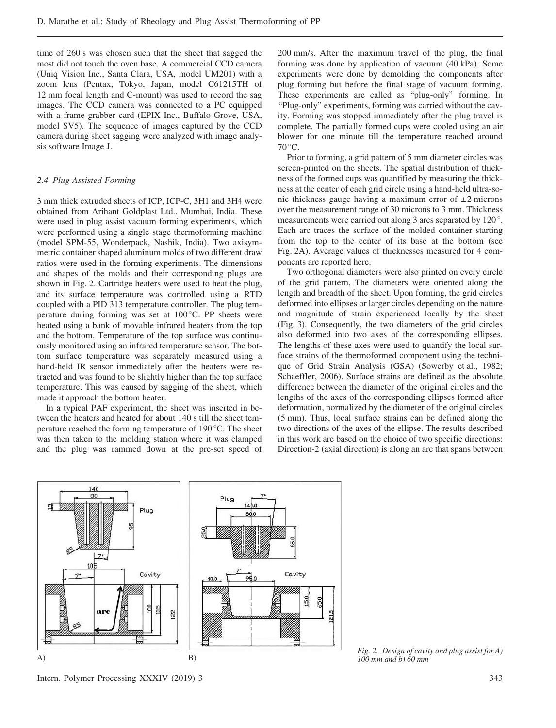time of 260 s was chosen such that the sheet that sagged the most did not touch the oven base. A commercial CCD camera (Uniq Vision Inc., Santa Clara, USA, model UM201) with a zoom lens (Pentax, Tokyo, Japan, model C61215TH of 12 mm focal length and C-mount) was used to record the sag images. The CCD camera was connected to a PC equipped with a frame grabber card (EPIX Inc., Buffalo Grove, USA, model SV5). The sequence of images captured by the CCD camera during sheet sagging were analyzed with image analysis software Image J.

### 2.4 Plug Assisted Forming

3 mm thick extruded sheets of ICP, ICP-C, 3H1 and 3H4 were obtained from Arihant Goldplast Ltd., Mumbai, India. These were used in plug assist vacuum forming experiments, which were performed using a single stage thermoforming machine (model SPM-55, Wonderpack, Nashik, India). Two axisymmetric container shaped aluminum molds of two different draw ratios were used in the forming experiments. The dimensions and shapes of the molds and their corresponding plugs are shown in Fig. 2. Cartridge heaters were used to heat the plug, and its surface temperature was controlled using a RTD coupled with a PID 313 temperature controller. The plug temperature during forming was set at 100 °C. PP sheets were heated using a bank of movable infrared heaters from the top and the bottom. Temperature of the top surface was continuously monitored using an infrared temperature sensor. The bottom surface temperature was separately measured using a hand-held IR sensor immediately after the heaters were retracted and was found to be slightly higher than the top surface temperature. This was caused by sagging of the sheet, which made it approach the bottom heater.

In a typical PAF experiment, the sheet was inserted in between the heaters and heated for about 140 s till the sheet temperature reached the forming temperature of 190 °C. The sheet was then taken to the molding station where it was clamped and the plug was rammed down at the pre-set speed of 200 mm/s. After the maximum travel of the plug, the final forming was done by application of vacuum (40 kPa). Some experiments were done by demolding the components after plug forming but before the final stage of vacuum forming. These experiments are called as "plug-only" forming. In "Plug-only" experiments, forming was carried without the cavity. Forming was stopped immediately after the plug travel is complete. The partially formed cups were cooled using an air blower for one minute till the temperature reached around 70 °C.

Prior to forming, a grid pattern of 5 mm diameter circles was screen-printed on the sheets. The spatial distribution of thickness of the formed cups was quantified by measuring the thickness at the center of each grid circle using a hand-held ultra-sonic thickness gauge having a maximum error of ±2 microns over the measurement range of 30 microns to 3 mm. Thickness measurements were carried out along 3 arcs separated by 120°. Each arc traces the surface of the molded container starting from the top to the center of its base at the bottom (see Fig. 2A). Average values of thicknesses measured for 4 components are reported here.

Two orthogonal diameters were also printed on every circle of the grid pattern. The diameters were oriented along the length and breadth of the sheet. Upon forming, the grid circles deformed into ellipses or larger circles depending on the nature and magnitude of strain experienced locally by the sheet (Fig. 3). Consequently, the two diameters of the grid circles also deformed into two axes of the corresponding ellipses. The lengths of these axes were used to quantify the local surface strains of the thermoformed component using the technique of Grid Strain Analysis (GSA) (Sowerby et al., 1982; Schaeffler, 2006). Surface strains are defined as the absolute difference between the diameter of the original circles and the lengths of the axes of the corresponding ellipses formed after deformation, normalized by the diameter of the original circles (5 mm). Thus, local surface strains can be defined along the two directions of the axes of the ellipse. The results described in this work are based on the choice of two specific directions: Direction-2 (axial direction) is along an arc that spans between

*Fig. 2. Design of cavity and plug assist for A) 100 mm and b) 60 mm*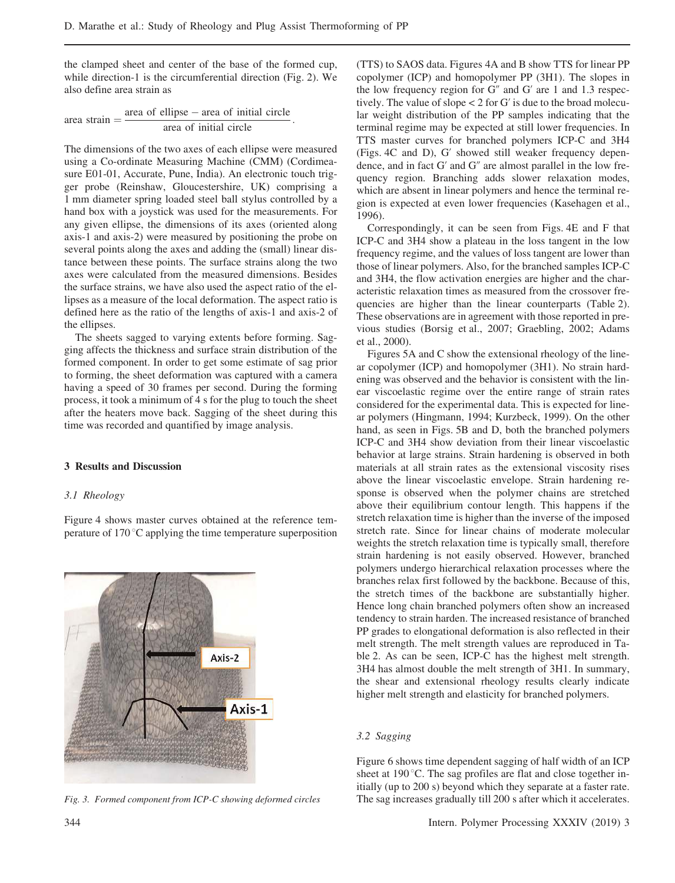the clamped sheet and center of the base of the formed cup, while direction-1 is the circumferential direction (Fig. 2). We also define area strain as

$$\text{area strain} = \frac{\text{area of ellipse} - \text{area of initial circle}}{\text{area of initial circle}}.$$

The dimensions of the two axes of each ellipse were measured using a Co-ordinate Measuring Machine (CMM) (Cordimeasure E01-01, Accurate, Pune, India). An electronic touch trigger probe (Reinshaw, Gloucestershire, UK) comprising a 1 mm diameter spring loaded steel ball stylus controlled by a hand box with a joystick was used for the measurements. For any given ellipse, the dimensions of its axes (oriented along axis-1 and axis-2) were measured by positioning the probe on several points along the axes and adding the (small) linear distance between these points. The surface strains along the two axes were calculated from the measured dimensions. Besides the surface strains, we have also used the aspect ratio of the ellipses as a measure of the local deformation. The aspect ratio is defined here as the ratio of the lengths of axis-1 and axis-2 of the ellipses.

The sheets sagged to varying extents before forming. Sagging affects the thickness and surface strain distribution of the formed component. In order to get some estimate of sag prior to forming, the sheet deformation was captured with a camera having a speed of 30 frames per second. During the forming process, it took a minimum of 4 s for the plug to touch the sheet after the heaters move back. Sagging of the sheet during this time was recorded and quantified by image analysis.

Fig. 3. Formed component from ICP-C showing deformed circles

## 3 Results and Discussion

### 3.1 Rheology

Figure 4 shows master curves obtained at the reference temperature of 170 °C applying the time temperature superposition (TTS) to SAOS data. Figures 4A and B show TTS for linear PP copolymer (ICP) and homopolymer PP (3H1). The slopes in the low frequency region for G″ and G′ are 1 and 1.3 respectively. The value of slope < 2 for G′ is due to the broad molecular weight distribution of the PP samples indicating that the terminal regime may be expected at still lower frequencies. In TTS master curves for branched polymers ICP-C and 3H4 (Figs. 4C and D), G′ showed still weaker frequency dependence, and in fact G′ and G″ are almost parallel in the low frequency region. Branching adds slower relaxation modes, which are absent in linear polymers and hence the terminal region is expected at even lower frequencies (Kasehagen et al., 1996).

Correspondingly, it can be seen from Figs. 4E and F that ICP-C and 3H4 show a plateau in the loss tangent in the low frequency regime, and the values of loss tangent are lower than those of linear polymers. Also, for the branched samples ICP-C and 3H4, the flow activation energies are higher and the characteristic relaxation times as measured from the crossover frequencies are higher than the linear counterparts (Table 2). These observations are in agreement with those reported in previous studies (Borsig et al., 2007; Graebling, 2002; Adams et al., 2000).

Figures 5A and C show the extensional rheology of the linear copolymer (ICP) and homopolymer (3H1). No strain hardening was observed and the behavior is consistent with the linear viscoelastic regime over the entire range of strain rates considered for the experimental data. This is expected for linear polymers (Hingmann, 1994; Kurzbeck, 1999). On the other hand, as seen in Figs. 5B and D, both the branched polymers ICP-C and 3H4 show deviation from their linear viscoelastic behavior at large strains. Strain hardening is observed in both materials at all strain rates as the extensional viscosity rises above the linear viscoelastic envelope. Strain hardening response is observed when the polymer chains are stretched above their equilibrium contour length. This happens if the stretch relaxation time is higher than the inverse of the imposed stretch rate. Since for linear chains of moderate molecular weights the stretch relaxation time is typically small, therefore strain hardening is not easily observed. However, branched polymers undergo hierarchical relaxation processes where the branches relax first followed by the backbone. Because of this, the stretch times of the backbone are substantially higher. Hence long chain branched polymers often show an increased tendency to strain harden. The increased resistance of branched PP grades to elongational deformation is also reflected in their melt strength. The melt strength values are reproduced in Table 2. As can be seen, ICP-C has the highest melt strength. 3H4 has almost double the melt strength of 3H1. In summary, the shear and extensional rheology results clearly indicate higher melt strength and elasticity for branched polymers.

### 3.2 Sagging

Figure 6 shows time dependent sagging of half width of an ICP sheet at 190 °C. The sag profiles are flat and close together initially (up to 200 s) beyond which they separate at a faster rate. The sag increases gradually till 200 s after which it accelerates.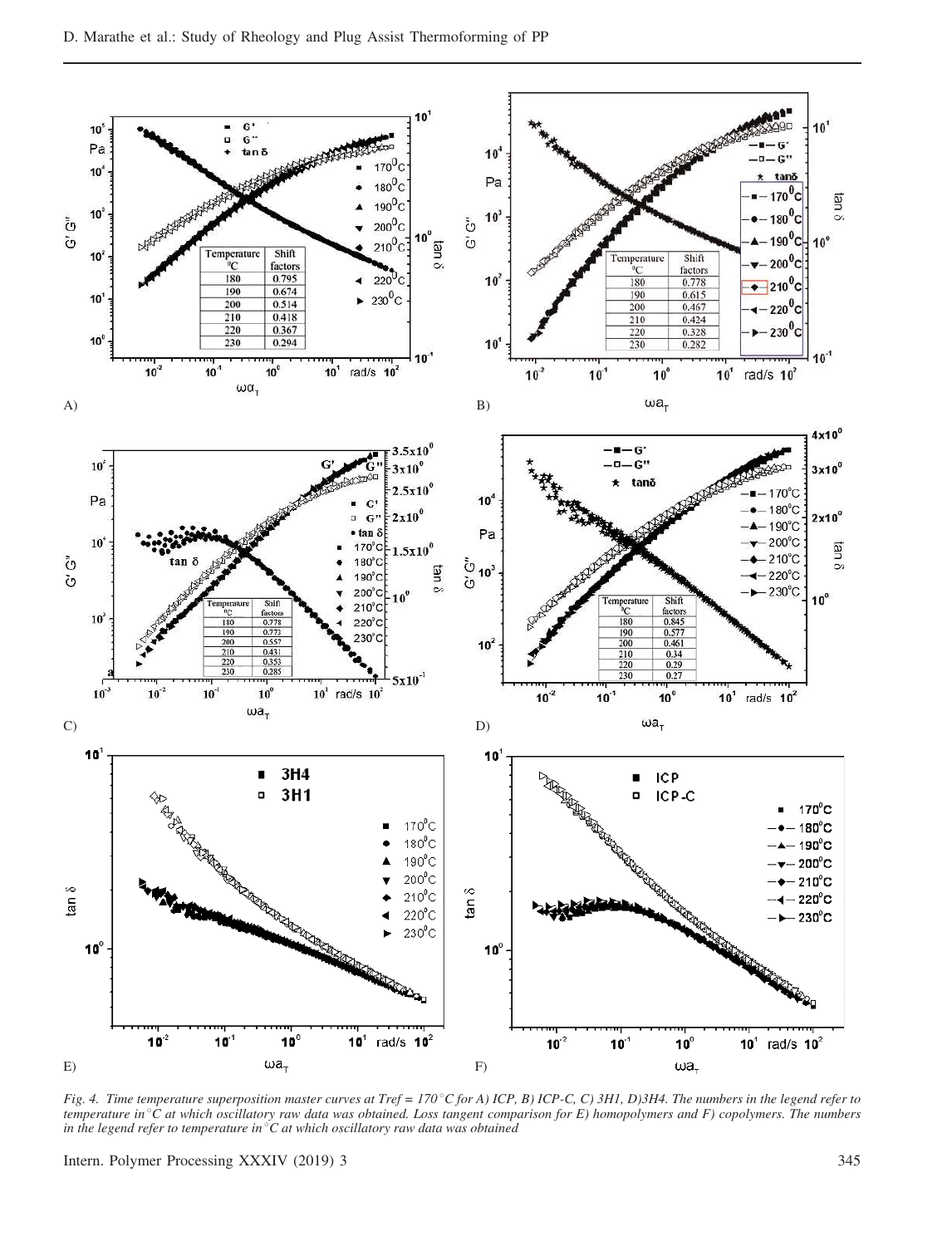*Fig. 4. Time temperature superposition master curves at Tref = 170 °C for A) ICP, B) ICP-C, C) 3H1, D)3H4. The numbers in the legend refer to temperature in °C at which oscillatory raw data was obtained. Loss tangent comparison for E) homopolymers and F) copolymers. The numbers in the legend refer to temperature in °C at which oscillatory raw data was obtained*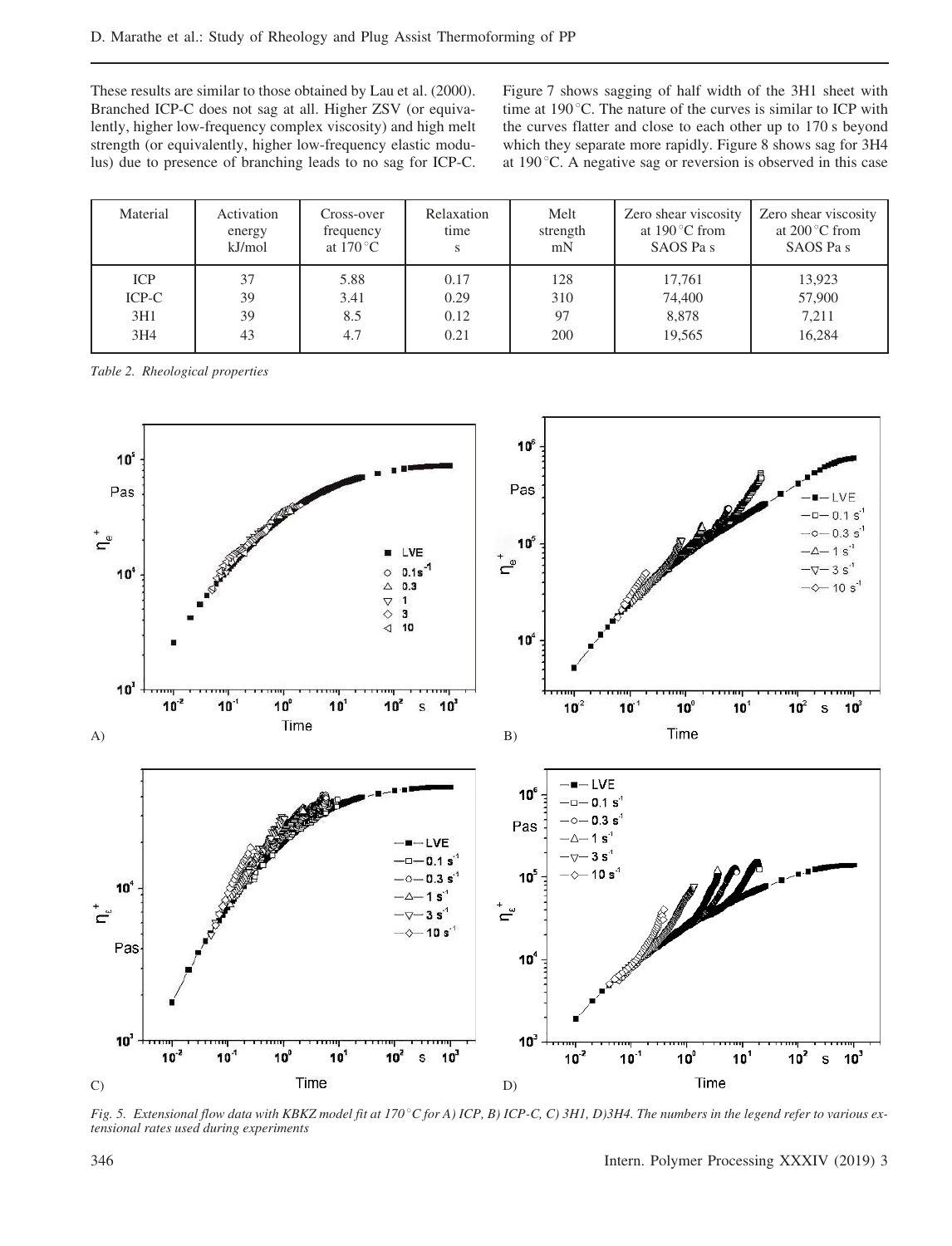These results are similar to those obtained by Lau et al. (2000). Branched ICP-C does not sag at all. Higher ZSV (or equivalently, higher low-frequency complex viscosity) and high melt strength (or equivalently, higher low-frequency elastic modulus) due to presence of branching leads to no sag for ICP-C.

Figure 7 shows sagging of half width of the 3H1 sheet with time at 190 °C. The nature of the curves is similar to ICP with the curves flatter and close to each other up to 170 s beyond which they separate more rapidly. Figure 8 shows sag for 3H4 at 190 °C. A negative sag or reversion is observed in this case

| Material | Activation energy kJ/mol | Cross-over frequency at 170 °C | Relaxation time s | Melt strength mN | Zero shear viscosity at 190 °C from SAOS Pa s | Zero shear viscosity at 200 °C from SAOS Pa s |
|---|---|---|---|---|---|---|
| ICP | 37 | 5.88 | 0.17 | 128 | 17,761 | 13,923 |
| ICP-C | 39 | 3.41 | 0.29 | 310 | 74,400 | 57,900 |
| 3H1 | 39 | 8.5 | 0.12 | 97 | 8,878 | 7,211 |
| 3H4 | 43 | 4.7 | 0.21 | 200 | 19,565 | 16,284 |

*Table 2. Rheological properties*

*Fig. 5. Extensional flow data with KBKZ model fit at 170 °C for A) ICP, B) ICP-C, C) 3H1, D)3H4. The numbers in the legend refer to various extensional rates used during experiments*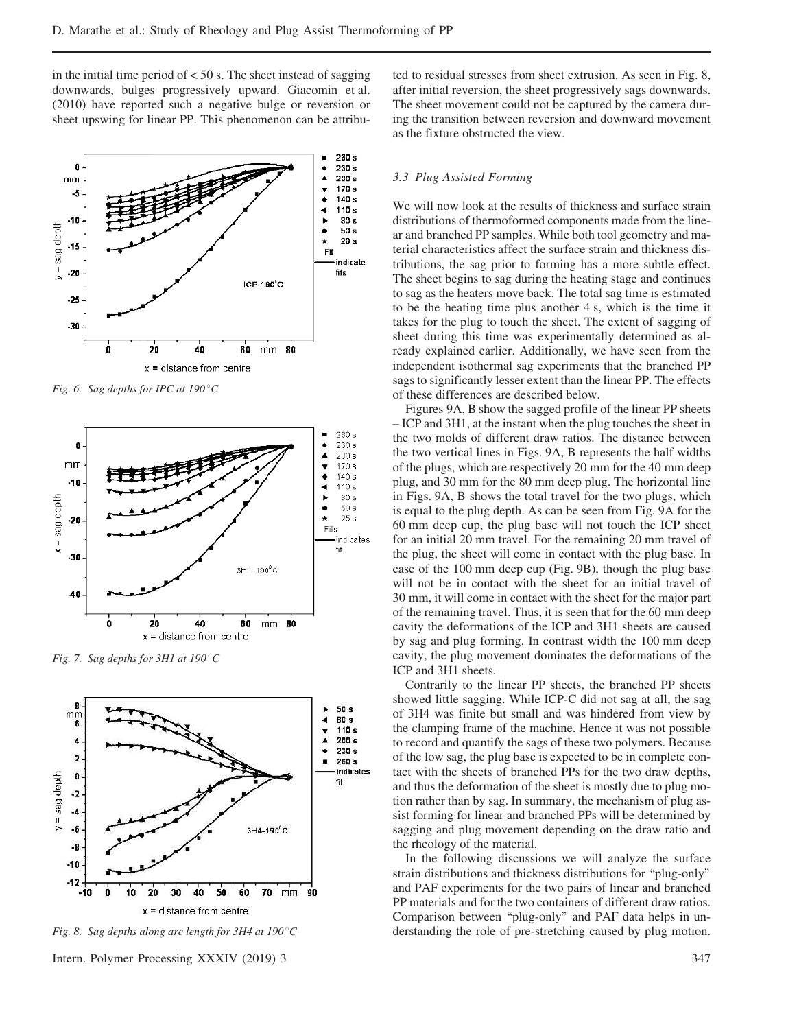in the initial time period of < 50 s. The sheet instead of sagging downwards, bulges progressively upward. Giacomin et al. (2010) have reported such a negative bulge or reversion or sheet upswing for linear PP. This phenomenon can be attributed to residual stresses from sheet extrusion. As seen in Fig. 8, after initial reversion, the sheet progressively sags downwards. The sheet movement could not be captured by the camera during the transition between reversion and downward movement as the fixture obstructed the view.

*Fig. 6. Sag depths for IPC at 190°C*

*Fig. 7. Sag depths for 3H1 at 190°C*

*Fig. 8. Sag depths along arc length for 3H4 at 190°C*

### 3.3 Plug Assisted Forming

We will now look at the results of thickness and surface strain distributions of thermoformed components made from the linear and branched PP samples. While both tool geometry and material characteristics affect the surface strain and thickness distributions, the sag prior to forming has a more subtle effect. The sheet begins to sag during the heating stage and continues to sag as the heaters move back. The total sag time is estimated to be the heating time plus another 4 s, which is the time it takes for the plug to touch the sheet. The extent of sagging of sheet during this time was experimentally determined as already explained earlier. Additionally, we have seen from the independent isothermal sag experiments that the branched PP sags to significantly lesser extent than the linear PP. The effects of these differences are described below.

Figures 9A, B show the sagged profile of the linear PP sheets – ICP and 3H1, at the instant when the plug touches the sheet in the two molds of different draw ratios. The distance between the two vertical lines in Figs. 9A, B represents the half widths of the plugs, which are respectively 20 mm for the 40 mm deep plug, and 30 mm for the 80 mm deep plug. The horizontal line in Figs. 9A, B shows the total travel for the two plugs, which is equal to the plug depth. As can be seen from Fig. 9A for the 60 mm deep cup, the plug base will not touch the ICP sheet for an initial 20 mm travel. For the remaining 20 mm travel of the plug, the sheet will come in contact with the plug base. In case of the 100 mm deep cup (Fig. 9B), though the plug base will not be in contact with the sheet for an initial travel of 30 mm, it will come in contact with the sheet for the major part of the remaining travel. Thus, it is seen that for the 60 mm deep cavity the deformations of the ICP and 3H1 sheets are caused by sag and plug forming. In contrast width the 100 mm deep cavity, the plug movement dominates the deformations of the ICP and 3H1 sheets.

Contrarily to the linear PP sheets, the branched PP sheets showed little sagging. While ICP-C did not sag at all, the sag of 3H4 was finite but small and was hindered from view by the clamping frame of the machine. Hence it was not possible to record and quantify the sags of these two polymers. Because of the low sag, the plug base is expected to be in complete contact with the sheets of branched PPs for the two draw depths, and thus the deformation of the sheet is mostly due to plug motion rather than by sag. In summary, the mechanism of plug assist forming for linear and branched PPs will be determined by sagging and plug movement depending on the draw ratio and the rheology of the material.

In the following discussions we will analyze the surface strain distributions and thickness distributions for "plug-only" and PAF experiments for the two pairs of linear and branched PP materials and for the two containers of different draw ratios. Comparison between "plug-only" and PAF data helps in understanding the role of pre-stretching caused by plug motion.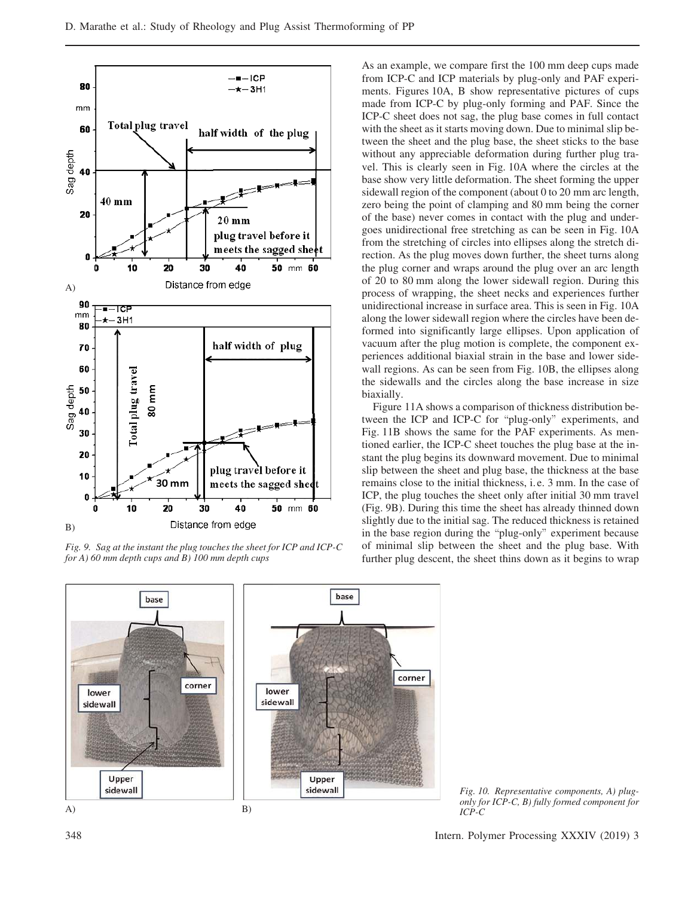Fig. 9. Sag at the instant the plug touches the sheet for ICP and ICP-C for A) 60 mm depth cups and B) 100 mm depth cups

As an example, we compare first the 100 mm deep cups made from ICP-C and ICP materials by plug-only and PAF experiments. Figures 10A, B show representative pictures of cups made from ICP-C by plug-only forming and PAF. Since the ICP-C sheet does not sag, the plug base comes in full contact with the sheet as it starts moving down. Due to minimal slip between the sheet and the plug base, the sheet sticks to the base without any appreciable deformation during further plug travel. This is clearly seen in Fig. 10A where the circles at the base show very little deformation. The sheet forming the upper sidewall region of the component (about 0 to 20 mm arc length, zero being the point of clamping and 80 mm being the corner of the base) never comes in contact with the plug and undergoes unidirectional free stretching as can be seen in Fig. 10A from the stretching of circles into ellipses along the stretch direction. As the plug moves down further, the sheet turns along the plug corner and wraps around the plug over an arc length of 20 to 80 mm along the lower sidewall region. During this process of wrapping, the sheet necks and experiences further unidirectional increase in surface area. This is seen in Fig. 10A along the lower sidewall region where the circles have been deformed into significantly large ellipses. Upon application of vacuum after the plug motion is complete, the component experiences additional biaxial strain in the base and lower sidewall regions. As can be seen from Fig. 10B, the ellipses along the sidewalls and the circles along the base increase in size biaxially.

Figure 11A shows a comparison of thickness distribution between the ICP and ICP-C for "plug-only" experiments, and Fig. 11B shows the same for the PAF experiments. As mentioned earlier, the ICP-C sheet touches the plug base at the instant the plug begins its downward movement. Due to minimal slip between the sheet and plug base, the thickness at the base remains close to the initial thickness, i. e. 3 mm. In the case of ICP, the plug touches the sheet only after initial 30 mm travel (Fig. 9B). During this time the sheet has already thinned down slightly due to the initial sag. The reduced thickness is retained in the base region during the "plug-only" experiment because of minimal slip between the sheet and the plug base. With further plug descent, the sheet thins down as it begins to wrap

Fig. 10. Representative components, A) plug-only for ICP-C, B) fully formed component for ICP-C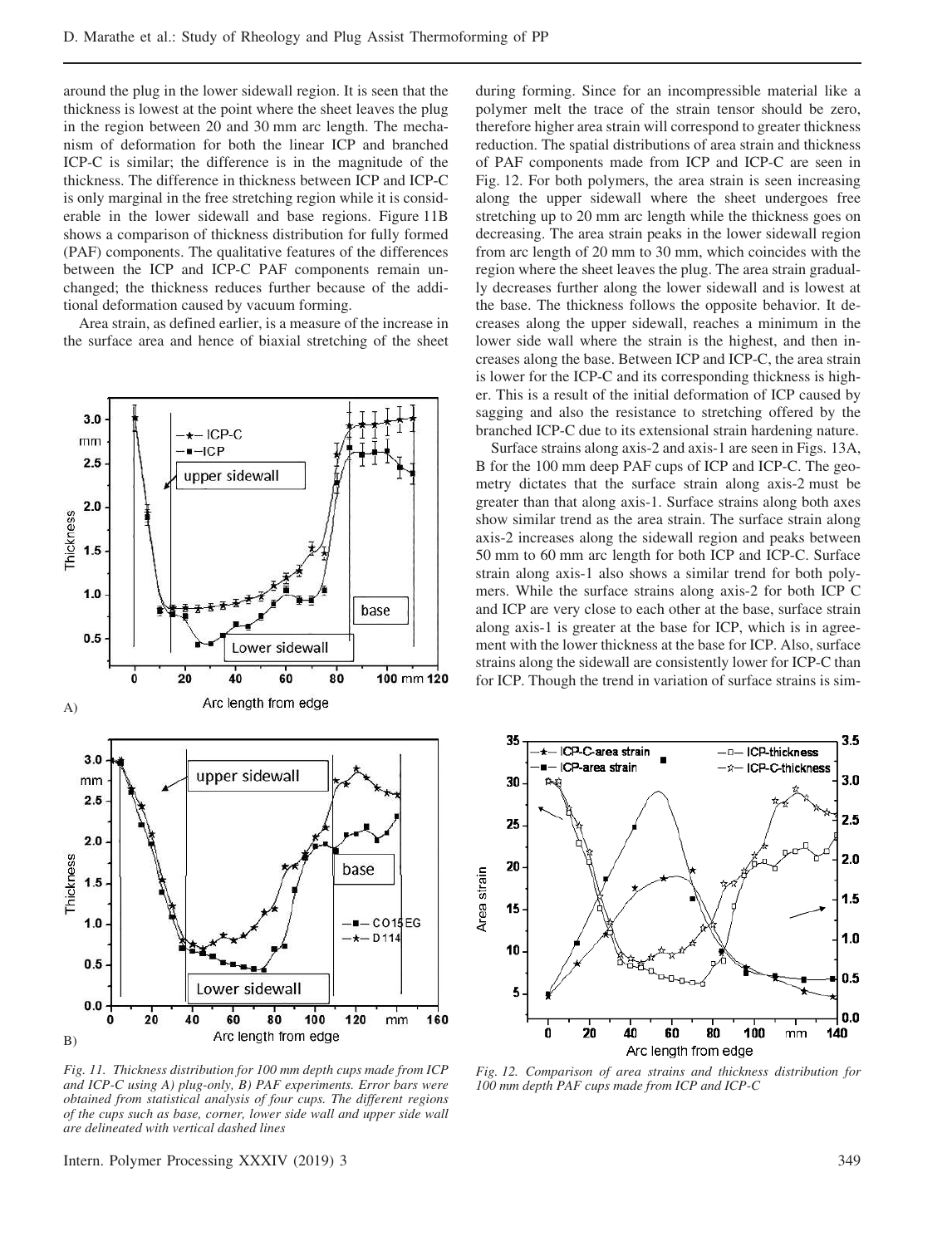around the plug in the lower sidewall region. It is seen that the thickness is lowest at the point where the sheet leaves the plug in the region between 20 and 30 mm arc length. The mechanism of deformation for both the linear ICP and branched ICP-C is similar; the difference is in the magnitude of the thickness. The difference in thickness between ICP and ICP-C is only marginal in the free stretching region while it is considerable in the lower sidewall and base regions. Figure 11B shows a comparison of thickness distribution for fully formed (PAF) components. The qualitative features of the differences between the ICP and ICP-C PAF components remain unchanged; the thickness reduces further because of the additional deformation caused by vacuum forming.

Area strain, as defined earlier, is a measure of the increase in the surface area and hence of biaxial stretching of the sheet during forming. Since for an incompressible material like a polymer melt the trace of the strain tensor should be zero, therefore higher area strain will correspond to greater thickness reduction. The spatial distributions of area strain and thickness of PAF components made from ICP and ICP-C are seen in Fig. 12. For both polymers, the area strain is seen increasing along the upper sidewall where the sheet undergoes free stretching up to 20 mm arc length while the thickness goes on decreasing. The area strain peaks in the lower sidewall region from arc length of 20 mm to 30 mm, which coincides with the region where the sheet leaves the plug. The area strain gradually decreases further along the lower sidewall and is lowest at the base. The thickness follows the opposite behavior. It decreases along the upper sidewall, reaches a minimum in the lower side wall where the strain is the highest, and then increases along the base. Between ICP and ICP-C, the area strain is lower for the ICP-C and its corresponding thickness is higher. This is a result of the initial deformation of ICP caused by sagging and also the resistance to stretching offered by the branched ICP-C due to its extensional strain hardening nature.

Surface strains along axis-2 and axis-1 are seen in Figs. 13A, B for the 100 mm deep PAF cups of ICP and ICP-C. The geometry dictates that the surface strain along axis-2 must be greater than that along axis-1. Surface strains along both axes show similar trend as the area strain. The surface strain along axis-2 increases along the sidewall region and peaks between 50 mm to 60 mm arc length for both ICP and ICP-C. Surface strain along axis-1 also shows a similar trend for both polymers. While the surface strains along axis-2 for both ICP C and ICP are very close to each other at the base, surface strain along axis-1 is greater at the base for ICP, which is in agreement with the lower thickness at the base for ICP. Also, surface strains along the sidewall are consistently lower for ICP-C than for ICP. Though the trend in variation of surface strains is sim-

*Fig. 11. Thickness distribution for 100 mm depth cups made from ICP and ICP-C using A) plug-only, B) PAF experiments. Error bars were obtained from statistical analysis of four cups. The different regions of the cups such as base, corner, lower side wall and upper side wall are delineated with vertical dashed lines*

*Fig. 12. Comparison of area strains and thickness distribution for 100 mm depth PAF cups made from ICP and ICP-C*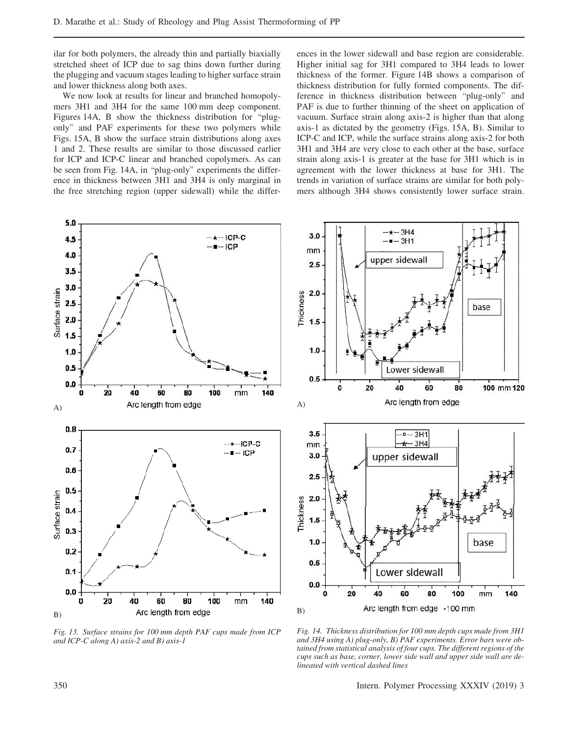ilar for both polymers, the already thin and partially biaxially stretched sheet of ICP due to sag thins down further during the plugging and vacuum stages leading to higher surface strain and lower thickness along both axes.

We now look at results for linear and branched homopolymers 3H1 and 3H4 for the same 100 mm deep component. Figures 14A, B show the thickness distribution for "plug-only" and PAF experiments for these two polymers while Figs. 15A, B show the surface strain distributions along axes 1 and 2. These results are similar to those discussed earlier for ICP and ICP-C linear and branched copolymers. As can be seen from Fig. 14A, in "plug-only" experiments the difference in thickness between 3H1 and 3H4 is only marginal in the free stretching region (upper sidewall) while the differences in the lower sidewall and base region are considerable. Higher initial sag for 3H1 compared to 3H4 leads to lower thickness of the former. Figure 14B shows a comparison of thickness distribution for fully formed components. The difference in thickness distribution between "plug-only" and PAF is due to further thinning of the sheet on application of vacuum. Surface strain along axis-2 is higher than that along axis-1 as dictated by the geometry (Figs. 15A, B). Similar to ICP-C and ICP, while the surface strains along axis-2 for both 3H1 and 3H4 are very close to each other at the base, surface strain along axis-1 is greater at the base for 3H1 which is in agreement with the lower thickness at base for 3H1. The trends in variation of surface strains are similar for both polymers although 3H4 shows consistently lower surface strain.

*Fig. 13. Surface strains for 100 mm depth PAF cups made from ICP and ICP-C along A) axis-2 and B) axis-1*

*Fig. 14. Thickness distribution for 100 mm depth cups made from 3H1 and 3H4 using A) plug-only, B) PAF experiments. Error bars were obtained from statistical analysis of four cups. The different regions of the cups such as base, corner, lower side wall and upper side wall are delineated with vertical dashed lines*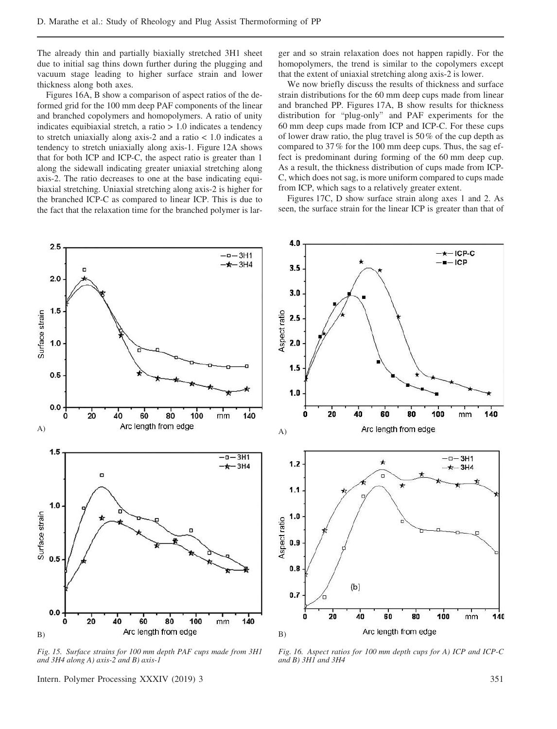The already thin and partially biaxially stretched 3H1 sheet due to initial sag thins down further during the plugging and vacuum stage leading to higher surface strain and lower thickness along both axes.

Figures 16A, B show a comparison of aspect ratios of the deformed grid for the 100 mm deep PAF components of the linear and branched copolymers and homopolymers. A ratio of unity indicates equibiaxial stretch, a ratio > 1.0 indicates a tendency to stretch uniaxially along axis-2 and a ratio < 1.0 indicates a tendency to stretch uniaxially along axis-1. Figure 12A shows that for both ICP and ICP-C, the aspect ratio is greater than 1 along the sidewall indicating greater uniaxial stretching along axis-2. The ratio decreases to one at the base indicating equibiaxial stretching. Uniaxial stretching along axis-2 is higher for the branched ICP-C as compared to linear ICP. This is due to the fact that the relaxation time for the branched polymer is larger and so strain relaxation does not happen rapidly. For the homopolymers, the trend is similar to the copolymers except that the extent of uniaxial stretching along axis-2 is lower.

We now briefly discuss the results of thickness and surface strain distributions for the 60 mm deep cups made from linear and branched PP. Figures 17A, B show results for thickness distribution for "plug-only" and PAF experiments for the 60 mm deep cups made from ICP and ICP-C. For these cups of lower draw ratio, the plug travel is 50 % of the cup depth as compared to 37 % for the 100 mm deep cups. Thus, the sag effect is predominant during forming of the 60 mm deep cup. As a result, the thickness distribution of cups made from ICP-C, which does not sag, is more uniform compared to cups made from ICP, which sags to a relatively greater extent.

Figures 17C, D show surface strain along axes 1 and 2. As seen, the surface strain for the linear ICP is greater than that of

*Fig. 15. Surface strains for 100 mm depth PAF cups made from 3H1 and 3H4 along A) axis-2 and B) axis-1*

*Fig. 16. Aspect ratios for 100 mm depth cups for A) ICP and ICP-C and B) 3H1 and 3H4*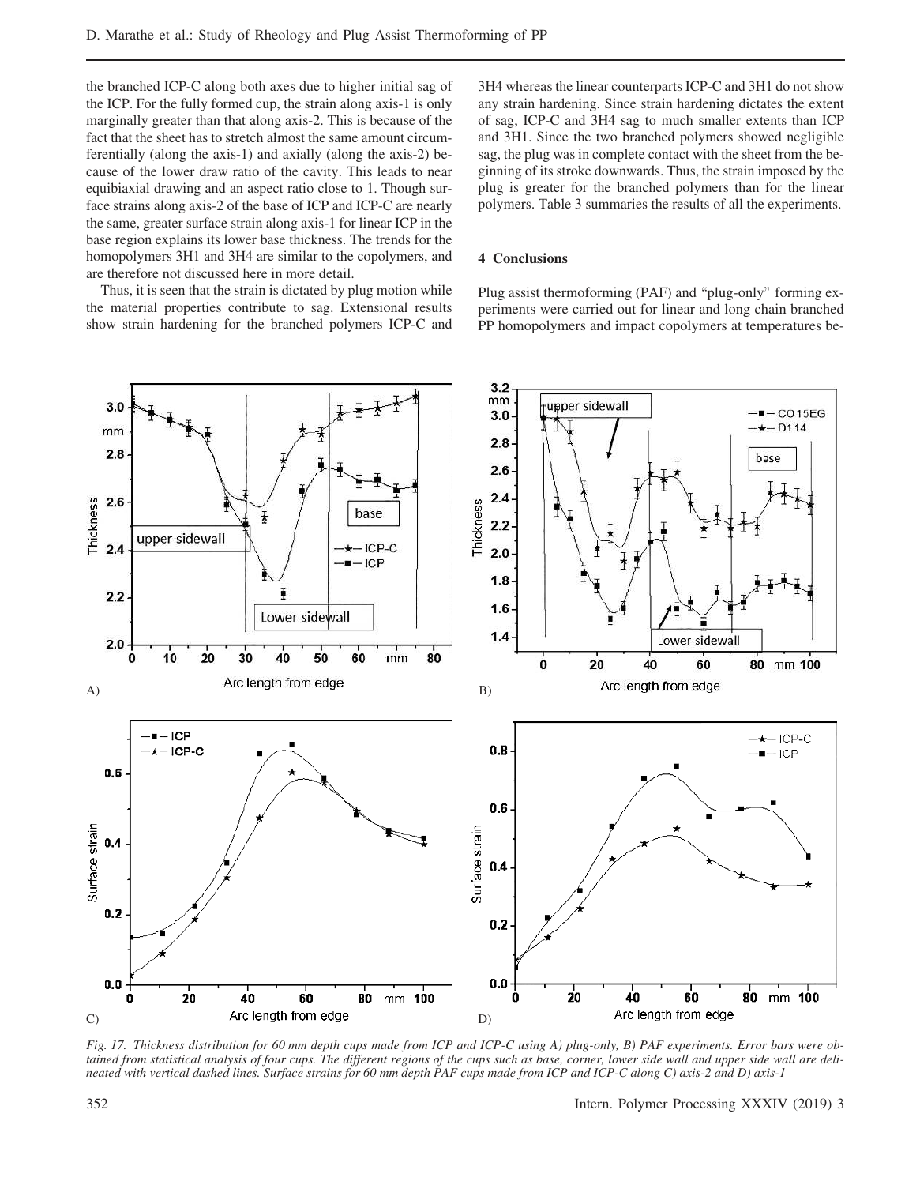the branched ICP-C along both axes due to higher initial sag of the ICP. For the fully formed cup, the strain along axis-1 is only marginally greater than that along axis-2. This is because of the fact that the sheet has to stretch almost the same amount circumferentially (along the axis-1) and axially (along the axis-2) because of the lower draw ratio of the cavity. This leads to near equibiaxial drawing and an aspect ratio close to 1. Though surface strains along axis-2 of the base of ICP and ICP-C are nearly the same, greater surface strain along axis-1 for linear ICP in the base region explains its lower base thickness. The trends for the homopolymers 3H1 and 3H4 are similar to the copolymers, and are therefore not discussed here in more detail.

Thus, it is seen that the strain is dictated by plug motion while the material properties contribute to sag. Extensional results show strain hardening for the branched polymers ICP-C and 3H4 whereas the linear counterparts ICP-C and 3H1 do not show any strain hardening. Since strain hardening dictates the extent of sag, ICP-C and 3H4 sag to much smaller extents than ICP and 3H1. Since the two branched polymers showed negligible sag, the plug was in complete contact with the sheet from the beginning of its stroke downwards. Thus, the strain imposed by the plug is greater for the branched polymers than for the linear polymers. Table 3 summaries the results of all the experiments.

## 4 Conclusions

Plug assist thermoforming (PAF) and "plug-only" forming experiments were carried out for linear and long chain branched PP homopolymers and impact copolymers at temperatures be-

*Fig. 17. Thickness distribution for 60 mm depth cups made from ICP and ICP-C using A) plug-only, B) PAF experiments. Error bars were obtained from statistical analysis of four cups. The different regions of the cups such as base, corner, lower side wall and upper side wall are delineated with vertical dashed lines. Surface strains for 60 mm depth PAF cups made from ICP and ICP-C along C) axis-2 and D) axis-1*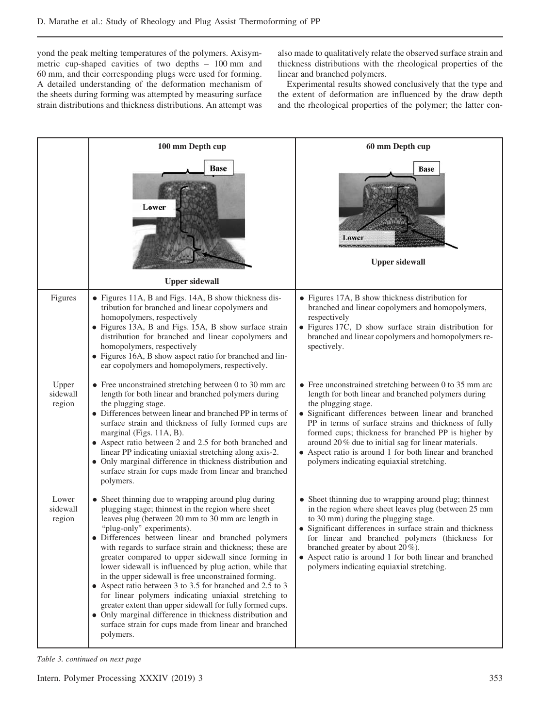yond the peak melting temperatures of the polymers. Axisymmetric cup-shaped cavities of two depths – 100 mm and 60 mm, and their corresponding plugs were used for forming. A detailed understanding of the deformation mechanism of the sheets during forming was attempted by measuring surface strain distributions and thickness distributions. An attempt was also made to qualitatively relate the observed surface strain and thickness distributions with the rheological properties of the linear and branched polymers.

Experimental results showed conclusively that the type and the extent of deformation are influenced by the draw depth and the rheological properties of the polymer; the latter con-

| | 100 mm Depth cup | 60 mm Depth cup |
|---|---|---|
| | Base / Lower / Upper sidewall | Base / Lower / Upper sidewall |
| Figures | • Figures 11A, B and Figs. 14A, B show thickness distribution for branched and linear copolymers and homopolymers, respectively<br>• Figures 13A, B and Figs. 15A, B show surface strain distribution for branched and linear copolymers and homopolymers, respectively<br>• Figures 16A, B show aspect ratio for branched and linear copolymers and homopolymers, respectively. | • Figures 17A, B show thickness distribution for branched and linear copolymers and homopolymers, respectively<br>• Figures 17C, D show surface strain distribution for branched and linear copolymers and homopolymers respectively. |
| Upper sidewall region | • Free unconstrained stretching between 0 to 30 mm arc length for both linear and branched polymers during the plugging stage.<br>• Differences between linear and branched PP in terms of surface strain and thickness of fully formed cups are marginal (Figs. 11A, B).<br>• Aspect ratio between 2 and 2.5 for both branched and linear PP indicating uniaxial stretching along axis-2.<br>• Only marginal difference in thickness distribution and surface strain for cups made from linear and branched polymers. | • Free unconstrained stretching between 0 to 35 mm arc length for both linear and branched polymers during the plugging stage.<br>• Significant differences between linear and branched PP in terms of surface strains and thickness of fully formed cups; thickness for branched PP is higher by around 20 % due to initial sag for linear materials.<br>• Aspect ratio is around 1 for both linear and branched polymers indicating equiaxial stretching. |
| Lower sidewall region | • Sheet thinning due to wrapping around plug during plugging stage; thinnest in the region where sheet leaves plug (between 20 mm to 30 mm arc length in "plug-only" experiments).<br>• Differences between linear and branched polymers with regards to surface strain and thickness; these are greater compared to upper sidewall since forming in lower sidewall is influenced by plug action, while that in the upper sidewall is free unconstrained forming.<br>• Aspect ratio between 3 to 3.5 for branched and 2.5 to 3 for linear polymers indicating uniaxial stretching to greater extent than upper sidewall for fully formed cups.<br>• Only marginal difference in thickness distribution and surface strain for cups made from linear and branched polymers. | • Sheet thinning due to wrapping around plug; thinnest in the region where sheet leaves plug (between 25 mm to 30 mm) during the plugging stage.<br>• Significant differences in surface strain and thickness for linear and branched polymers (thickness for branched greater by about 20 %).<br>• Aspect ratio is around 1 for both linear and branched polymers indicating equiaxial stretching. |

*Table 3. continued on next page*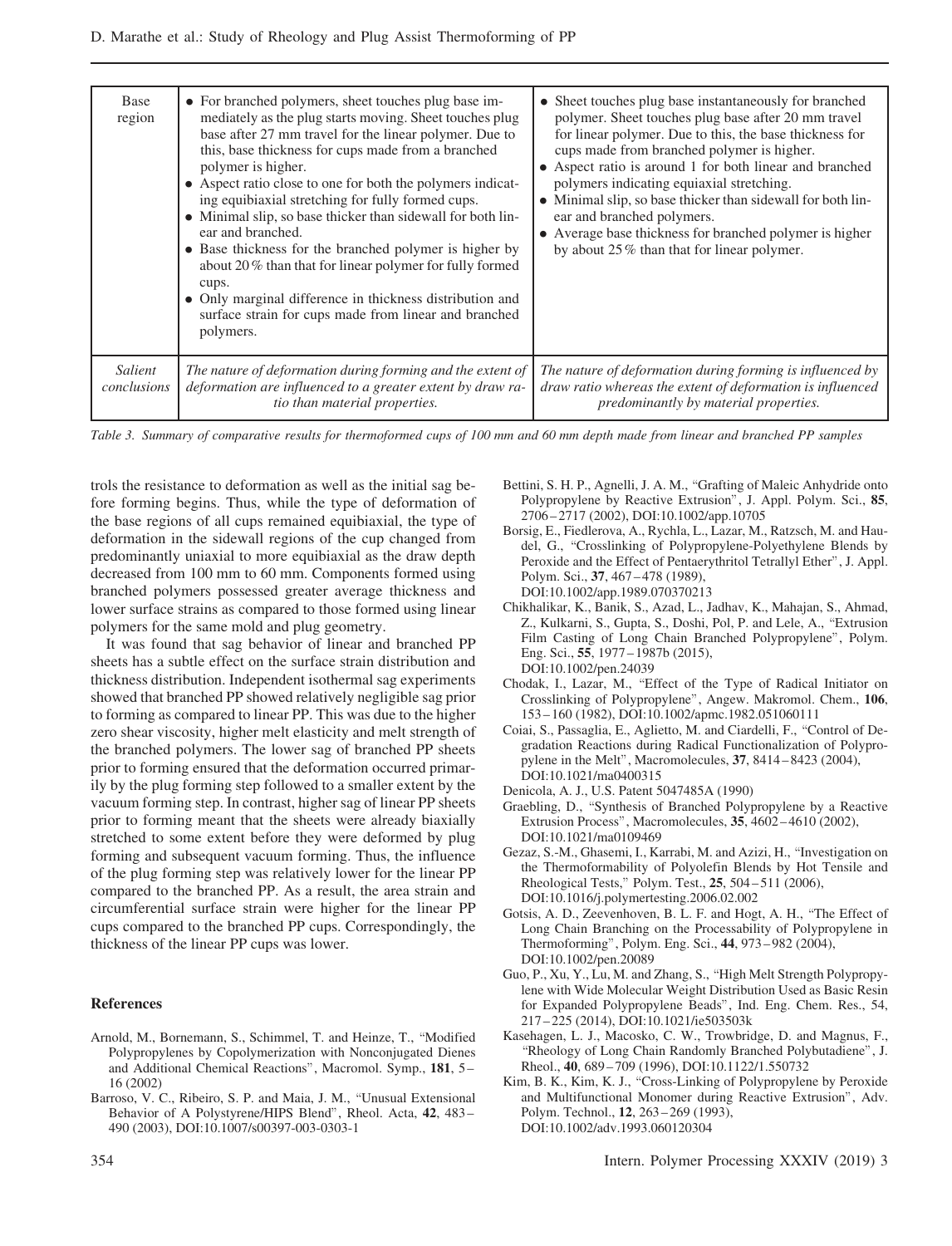| Base region | • For branched polymers, sheet touches plug base immediately as the plug starts moving. Sheet touches plug base after 27 mm travel for the linear polymer. Due to this, base thickness for cups made from a branched polymer is higher.<br>• Aspect ratio close to one for both the polymers indicating equibiaxial stretching for fully formed cups.<br>• Minimal slip, so base thicker than sidewall for both linear and branched.<br>• Base thickness for the branched polymer is higher by about 20 % than that for linear polymer for fully formed cups.<br>• Only marginal difference in thickness distribution and surface strain for cups made from linear and branched polymers. | • Sheet touches plug base instantaneously for branched polymer. Sheet touches plug base after 20 mm travel for linear polymer. Due to this, the base thickness for cups made from branched polymer is higher.<br>• Aspect ratio is around 1 for both linear and branched polymers indicating equiaxial stretching.<br>• Minimal slip, so base thicker than sidewall for both linear and branched polymers.<br>• Average base thickness for branched polymer is higher by about 25 % than that for linear polymer. |
|---|---|---|
| *Salient conclusions* | *The nature of deformation during forming and the extent of deformation are influenced to a greater extent by draw ratio than material properties.* | *The nature of deformation during forming is influenced by draw ratio whereas the extent of deformation is influenced predominantly by material properties.* |

*Table 3. Summary of comparative results for thermoformed cups of 100 mm and 60 mm depth made from linear and branched PP samples*

trols the resistance to deformation as well as the initial sag before forming begins. Thus, while the type of deformation of the base regions of all cups remained equibiaxial, the type of deformation in the sidewall regions of the cup changed from predominantly uniaxial to more equibiaxial as the draw depth decreased from 100 mm to 60 mm. Components formed using branched polymers possessed greater average thickness and lower surface strains as compared to those formed using linear polymers for the same mold and plug geometry.

It was found that sag behavior of linear and branched PP sheets has a subtle effect on the surface strain distribution and thickness distribution. Independent isothermal sag experiments showed that branched PP showed relatively negligible sag prior to forming as compared to linear PP. This was due to the higher zero shear viscosity, higher melt elasticity and melt strength of the branched polymers. The lower sag of branched PP sheets prior to forming ensured that the deformation occurred primarily by the plug forming step followed to a smaller extent by the vacuum forming step. In contrast, higher sag of linear PP sheets prior to forming meant that the sheets were already biaxially stretched to some extent before they were deformed by plug forming and subsequent vacuum forming. Thus, the influence of the plug forming step was relatively lower for the linear PP compared to the branched PP. As a result, the area strain and circumferential surface strain were higher for the linear PP cups compared to the branched PP cups. Correspondingly, the thickness of the linear PP cups was lower.

## References

Arnold, M., Bornemann, S., Schimmel, T. and Heinze, T., "Modified Polypropylenes by Copolymerization with Nonconjugated Dienes and Additional Chemical Reactions", Macromol. Symp., **181**, 5–16 (2002)

Barroso, V. C., Ribeiro, S. P. and Maia, J. M., "Unusual Extensional Behavior of A Polystyrene/HIPS Blend", Rheol. Acta, **42**, 483–490 (2003), DOI:10.1007/s00397-003-0303-1

Bettini, S. H. P., Agnelli, J. A. M., "Grafting of Maleic Anhydride onto Polypropylene by Reactive Extrusion", J. Appl. Polym. Sci., **85**, 2706–2717 (2002), DOI:10.1002/app.10705

Borsig, E., Fiedlerova, A., Rychla, L., Lazar, M., Ratzsch, M. and Haudel, G., "Crosslinking of Polypropylene-Polyethylene Blends by Peroxide and the Effect of Pentaerythritol Tetrallyl Ether", J. Appl. Polym. Sci., **37**, 467–478 (1989), DOI:10.1002/app.1989.070370213

Chikhalikar, K., Banik, S., Azad, L., Jadhav, K., Mahajan, S., Ahmad, Z., Kulkarni, S., Gupta, S., Doshi, Pol, P. and Lele, A., "Extrusion Film Casting of Long Chain Branched Polypropylene", Polym. Eng. Sci., **55**, 1977–1987b (2015), DOI:10.1002/pen.24039

Chodak, I., Lazar, M., "Effect of the Type of Radical Initiator on Crosslinking of Polypropylene", Angew. Makromol. Chem., **106**, 153–160 (1982), DOI:10.1002/apmc.1982.051060111

Coiai, S., Passaglia, E., Aglietto, M. and Ciardelli, F., "Control of Degradation Reactions during Radical Functionalization of Polypropylene in the Melt", Macromolecules, **37**, 8414–8423 (2004), DOI:10.1021/ma0400315

Denicola, A. J., U.S. Patent 5047485A (1990)

Graebling, D., "Synthesis of Branched Polypropylene by a Reactive Extrusion Process", Macromolecules, **35**, 4602–4610 (2002), DOI:10.1021/ma0109469

Gezaz, S.-M., Ghasemi, I., Karrabi, M. and Azizi, H., "Investigation on the Thermoformability of Polyolefin Blends by Hot Tensile and Rheological Tests," Polym. Test., **25**, 504–511 (2006), DOI:10.1016/j.polymertesting.2006.02.002

Gotsis, A. D., Zeevenhoven, B. L. F. and Hogt, A. H., "The Effect of Long Chain Branching on the Processability of Polypropylene in Thermoforming", Polym. Eng. Sci., **44**, 973–982 (2004), DOI:10.1002/pen.20089

Guo, P., Xu, Y., Lu, M. and Zhang, S., "High Melt Strength Polypropylene with Wide Molecular Weight Distribution Used as Basic Resin for Expanded Polypropylene Beads", Ind. Eng. Chem. Res., 54, 217–225 (2014), DOI:10.1021/ie503503k

Kasehagen, L. J., Macosko, C. W., Trowbridge, D. and Magnus, F., "Rheology of Long Chain Randomly Branched Polybutadiene", J. Rheol., **40**, 689–709 (1996), DOI:10.1122/1.550732

Kim, B. K., Kim, K. J., "Cross-Linking of Polypropylene by Peroxide and Multifunctional Monomer during Reactive Extrusion", Adv. Polym. Technol., **12**, 263–269 (1993), DOI:10.1002/adv.1993.060120304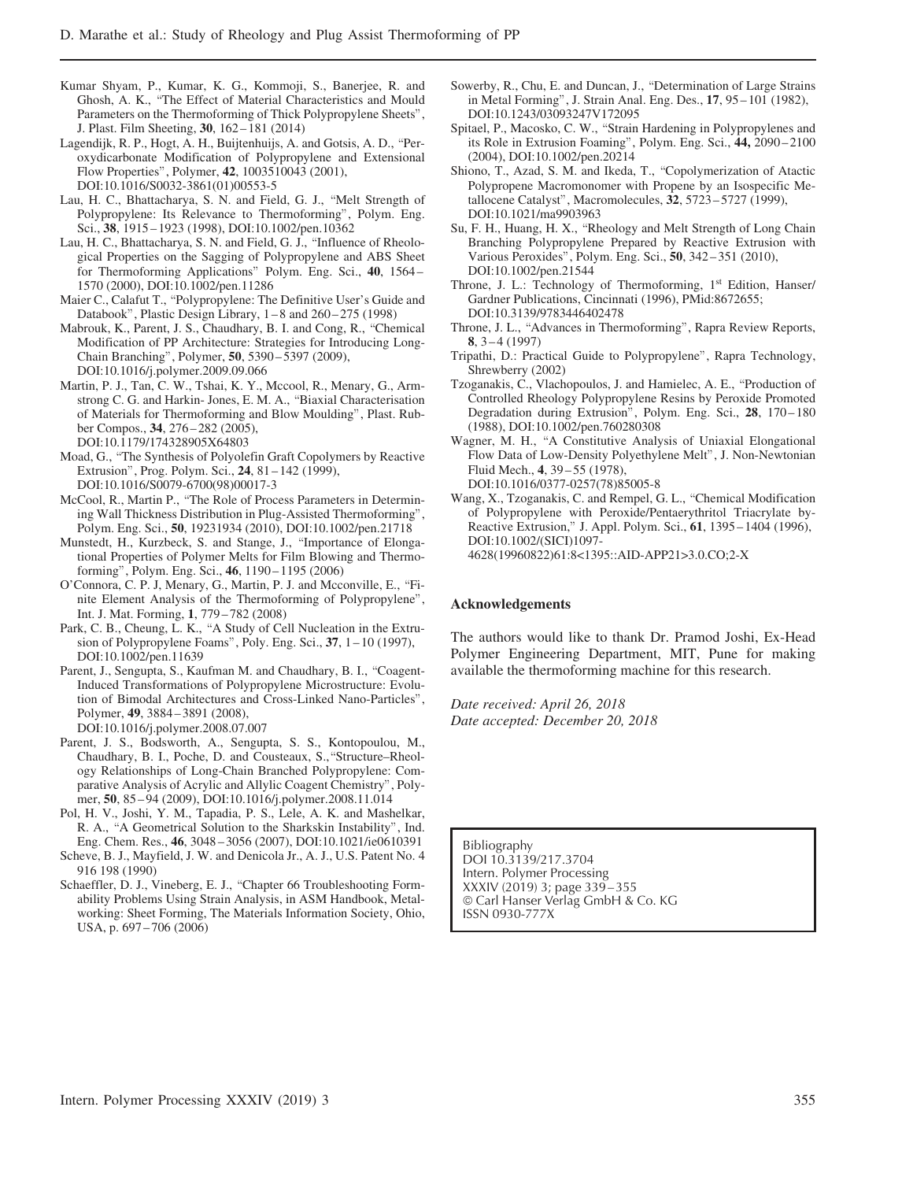Kumar Shyam, P., Kumar, K. G., Kommoji, S., Banerjee, R. and Ghosh, A. K., "The Effect of Material Characteristics and Mould Parameters on the Thermoforming of Thick Polypropylene Sheets", J. Plast. Film Sheeting, **30**, 162 – 181 (2014)

Lagendijk, R. P., Hogt, A. H., Buijtenhuijs, A. and Gotsis, A. D., "Peroxydicarbonate Modification of Polypropylene and Extensional Flow Properties", Polymer, **42**, 1003510043 (2001), DOI:10.1016/S0032-3861(01)00553-5

Lau, H. C., Bhattacharya, S. N. and Field, G. J., "Melt Strength of Polypropylene: Its Relevance to Thermoforming", Polym. Eng. Sci., **38**, 1915 – 1923 (1998), DOI:10.1002/pen.10362

Lau, H. C., Bhattacharya, S. N. and Field, G. J., "Influence of Rheological Properties on the Sagging of Polypropylene and ABS Sheet for Thermoforming Applications" Polym. Eng. Sci., **40**, 1564 – 1570 (2000), DOI:10.1002/pen.11286

Maier C., Calafut T., "Polypropylene: The Definitive User's Guide and Databook", Plastic Design Library, 1 – 8 and 260 – 275 (1998)

Mabrouk, K., Parent, J. S., Chaudhary, B. I. and Cong, R., "Chemical Modification of PP Architecture: Strategies for Introducing Long-Chain Branching", Polymer, **50**, 5390 – 5397 (2009), DOI:10.1016/j.polymer.2009.09.066

Martin, P. J., Tan, C. W., Tshai, K. Y., Mccool, R., Menary, G., Armstrong C. G. and Harkin- Jones, E. M. A., "Biaxial Characterisation of Materials for Thermoforming and Blow Moulding", Plast. Rubber Compos., **34**, 276 – 282 (2005), DOI:10.1179/174328905X64803

Moad, G., "The Synthesis of Polyolefin Graft Copolymers by Reactive Extrusion", Prog. Polym. Sci., **24**, 81 – 142 (1999), DOI:10.1016/S0079-6700(98)00017-3

McCool, R., Martin P., "The Role of Process Parameters in Determining Wall Thickness Distribution in Plug-Assisted Thermoforming", Polym. Eng. Sci., **50**, 19231934 (2010), DOI:10.1002/pen.21718

Munstedt, H., Kurzbeck, S. and Stange, J., "Importance of Elongational Properties of Polymer Melts for Film Blowing and Thermoforming", Polym. Eng. Sci., **46**, 1190 – 1195 (2006)

O'Connora, C. P. J, Menary, G., Martin, P. J. and Mcconville, E., "Finite Element Analysis of the Thermoforming of Polypropylene", Int. J. Mat. Forming, **1**, 779 – 782 (2008)

Park, C. B., Cheung, L. K., "A Study of Cell Nucleation in the Extrusion of Polypropylene Foams", Poly. Eng. Sci., **37**, 1 – 10 (1997), DOI:10.1002/pen.11639

Parent, J., Sengupta, S., Kaufman M. and Chaudhary, B. I., "Coagent-Induced Transformations of Polypropylene Microstructure: Evolution of Bimodal Architectures and Cross-Linked Nano-Particles", Polymer, **49**, 3884 – 3891 (2008), DOI:10.1016/j.polymer.2008.07.007

Parent, J. S., Bodsworth, A., Sengupta, S. S., Kontopoulou, M., Chaudhary, B. I., Poche, D. and Cousteaux, S.,"Structure–Rheology Relationships of Long-Chain Branched Polypropylene: Comparative Analysis of Acrylic and Allylic Coagent Chemistry", Polymer, **50**, 85 – 94 (2009), DOI:10.1016/j.polymer.2008.11.014

Pol, H. V., Joshi, Y. M., Tapadia, P. S., Lele, A. K. and Mashelkar, R. A., "A Geometrical Solution to the Sharkskin Instability", Ind. Eng. Chem. Res., **46**, 3048 – 3056 (2007), DOI:10.1021/ie0610391

Scheve, B. J., Mayfield, J. W. and Denicola Jr., A. J., U.S. Patent No. 4 916 198 (1990)

Schaeffler, D. J., Vineberg, E. J., "Chapter 66 Troubleshooting Formability Problems Using Strain Analysis, in ASM Handbook, Metalworking: Sheet Forming, The Materials Information Society, Ohio, USA, p. 697 – 706 (2006)

Sowerby, R., Chu, E. and Duncan, J., "Determination of Large Strains in Metal Forming", J. Strain Anal. Eng. Des., **17**, 95 – 101 (1982), DOI:10.1243/03093247V172095

Spitael, P., Macosko, C. W., "Strain Hardening in Polypropylenes and its Role in Extrusion Foaming", Polym. Eng. Sci., **44,** 2090 – 2100 (2004), DOI:10.1002/pen.20214

Shiono, T., Azad, S. M. and Ikeda, T., "Copolymerization of Atactic Polypropene Macromonomer with Propene by an Isospecific Metallocene Catalyst", Macromolecules, **32**, 5723 – 5727 (1999), DOI:10.1021/ma9903963

Su, F. H., Huang, H. X., "Rheology and Melt Strength of Long Chain Branching Polypropylene Prepared by Reactive Extrusion with Various Peroxides", Polym. Eng. Sci., **50**, 342 – 351 (2010), DOI:10.1002/pen.21544

Throne, J. L.: Technology of Thermoforming, 1st Edition, Hanser/Gardner Publications, Cincinnati (1996), PMid:8672655; DOI:10.3139/9783446402478

Throne, J. L., "Advances in Thermoforming", Rapra Review Reports, **8**, 3 – 4 (1997)

Tripathi, D.: Practical Guide to Polypropylene", Rapra Technology, Shrewberry (2002)

Tzoganakis, C., Vlachopoulos, J. and Hamielec, A. E., "Production of Controlled Rheology Polypropylene Resins by Peroxide Promoted Degradation during Extrusion", Polym. Eng. Sci., **28**, 170 – 180 (1988), DOI:10.1002/pen.760280308

Wagner, M. H., "A Constitutive Analysis of Uniaxial Elongational Flow Data of Low-Density Polyethylene Melt", J. Non-Newtonian Fluid Mech., **4**, 39 – 55 (1978), DOI:10.1016/0377-0257(78)85005-8

Wang, X., Tzoganakis, C. and Rempel, G. L., "Chemical Modification of Polypropylene with Peroxide/Pentaerythritol Triacrylate by-Reactive Extrusion," J. Appl. Polym. Sci., **61**, 1395 – 1404 (1996), DOI:10.1002/(SICI)1097-4628(19960822)61:8<1395::AID-APP21>3.0.CO;2-X

### Acknowledgements

The authors would like to thank Dr. Pramod Joshi, Ex-Head Polymer Engineering Department, MIT, Pune for making available the thermoforming machine for this research.

*Date received: April 26, 2018*
*Date accepted: December 20, 2018*

Bibliography
DOI 10.3139/217.3704
Intern. Polymer Processing
XXXIV (2019) 3; page 339 – 355
© Carl Hanser Verlag GmbH & Co. KG
ISSN 0930-777X